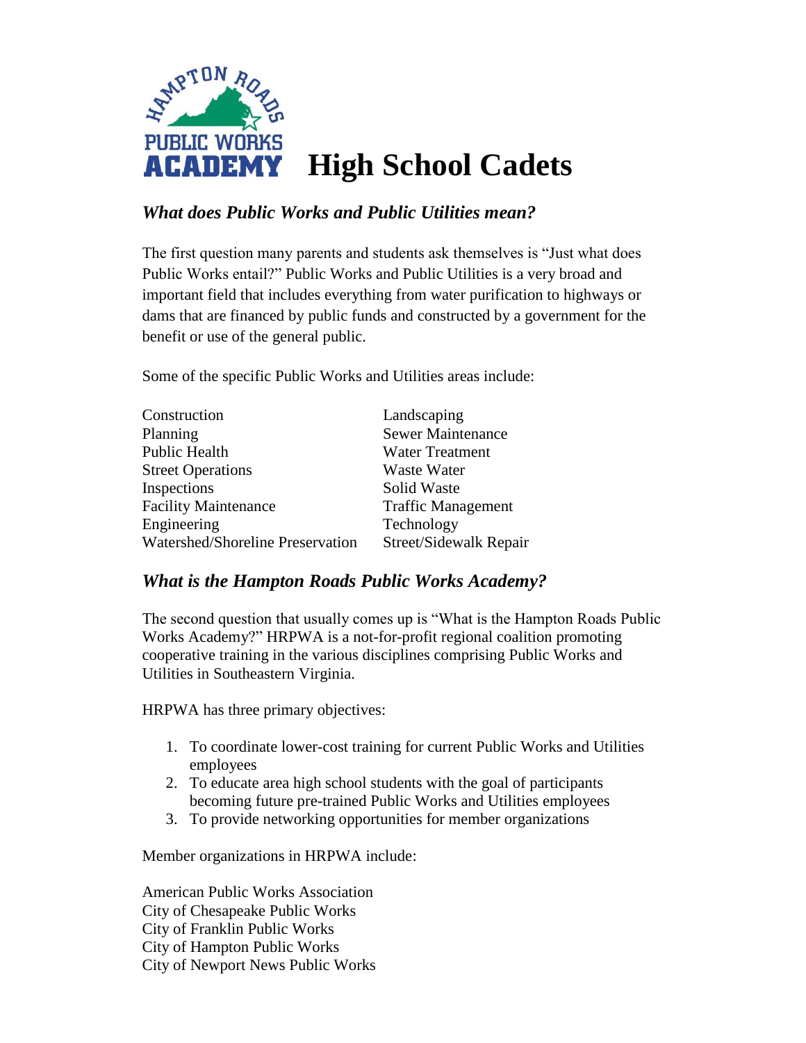# High School Cadets

## *What does Public Works and Public Utilities mean?*

The first question many parents and students ask themselves is "Just what does Public Works entail?" Public Works and Public Utilities is a very broad and important field that includes everything from water purification to highways or dams that are financed by public funds and constructed by a government for the benefit or use of the general public.

Some of the specific Public Works and Utilities areas include:

| | |
|---|---|
| Construction | Landscaping |
| Planning | Sewer Maintenance |
| Public Health | Water Treatment |
| Street Operations | Waste Water |
| Inspections | Solid Waste |
| Facility Maintenance | Traffic Management |
| Engineering | Technology |
| Watershed/Shoreline Preservation | Street/Sidewalk Repair |

## *What is the Hampton Roads Public Works Academy?*

The second question that usually comes up is "What is the Hampton Roads Public Works Academy?" HRPWA is a not-for-profit regional coalition promoting cooperative training in the various disciplines comprising Public Works and Utilities in Southeastern Virginia.

HRPWA has three primary objectives:

1. To coordinate lower-cost training for current Public Works and Utilities employees
2. To educate area high school students with the goal of participants becoming future pre-trained Public Works and Utilities employees
3. To provide networking opportunities for member organizations

Member organizations in HRPWA include:

American Public Works Association
City of Chesapeake Public Works
City of Franklin Public Works
City of Hampton Public Works
City of Newport News Public Works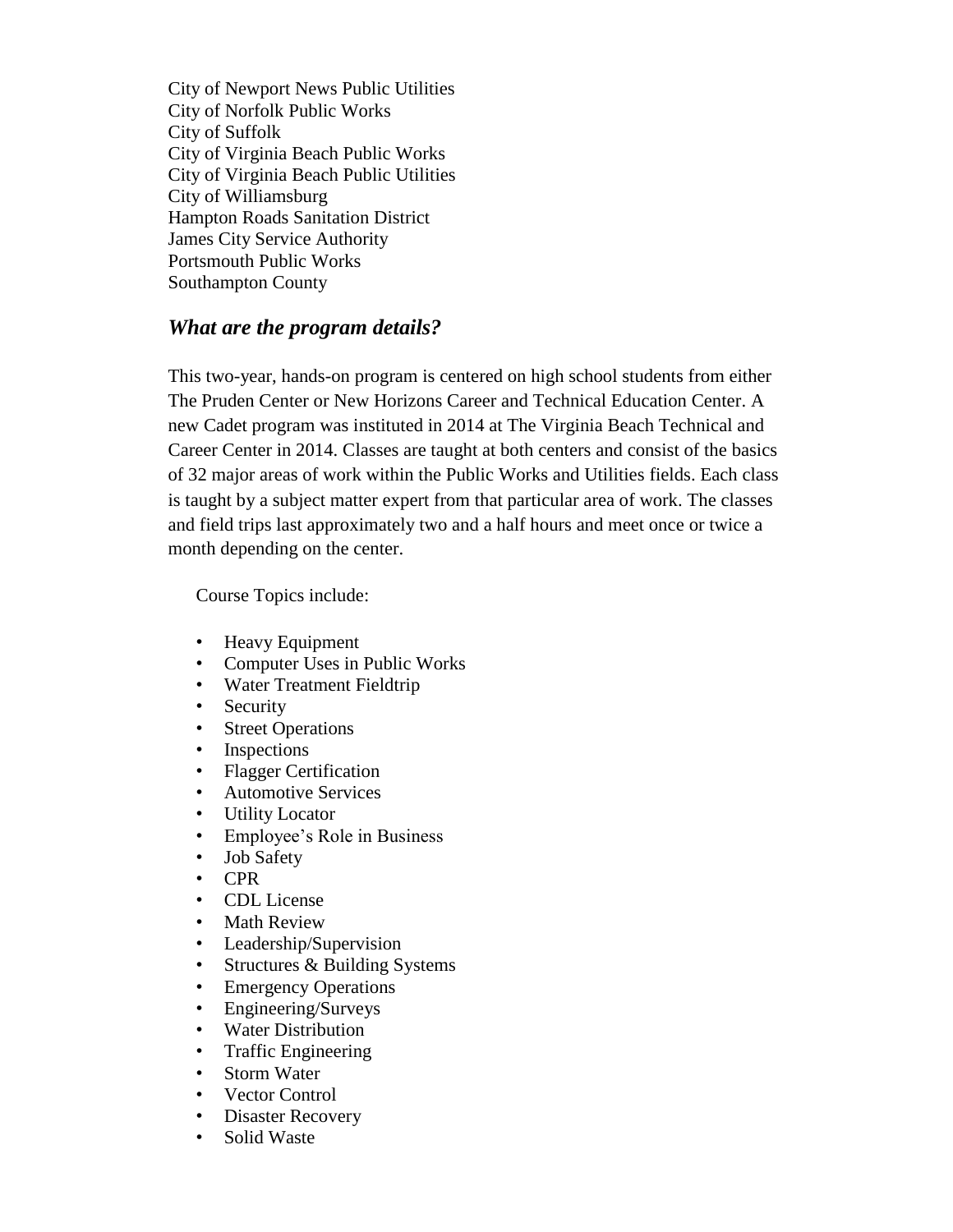City of Newport News Public Utilities
City of Norfolk Public Works
City of Suffolk
City of Virginia Beach Public Works
City of Virginia Beach Public Utilities
City of Williamsburg
Hampton Roads Sanitation District
James City Service Authority
Portsmouth Public Works
Southampton County

### *What are the program details?*

This two-year, hands-on program is centered on high school students from either The Pruden Center or New Horizons Career and Technical Education Center. A new Cadet program was instituted in 2014 at The Virginia Beach Technical and Career Center in 2014. Classes are taught at both centers and consist of the basics of 32 major areas of work within the Public Works and Utilities fields. Each class is taught by a subject matter expert from that particular area of work. The classes and field trips last approximately two and a half hours and meet once or twice a month depending on the center.

Course Topics include:

- Heavy Equipment
- Computer Uses in Public Works
- Water Treatment Fieldtrip
- Security
- Street Operations
- Inspections
- Flagger Certification
- Automotive Services
- Utility Locator
- Employee's Role in Business
- Job Safety
- CPR
- CDL License
- Math Review
- Leadership/Supervision
- Structures & Building Systems
- Emergency Operations
- Engineering/Surveys
- Water Distribution
- Traffic Engineering
- Storm Water
- Vector Control
- Disaster Recovery
- Solid Waste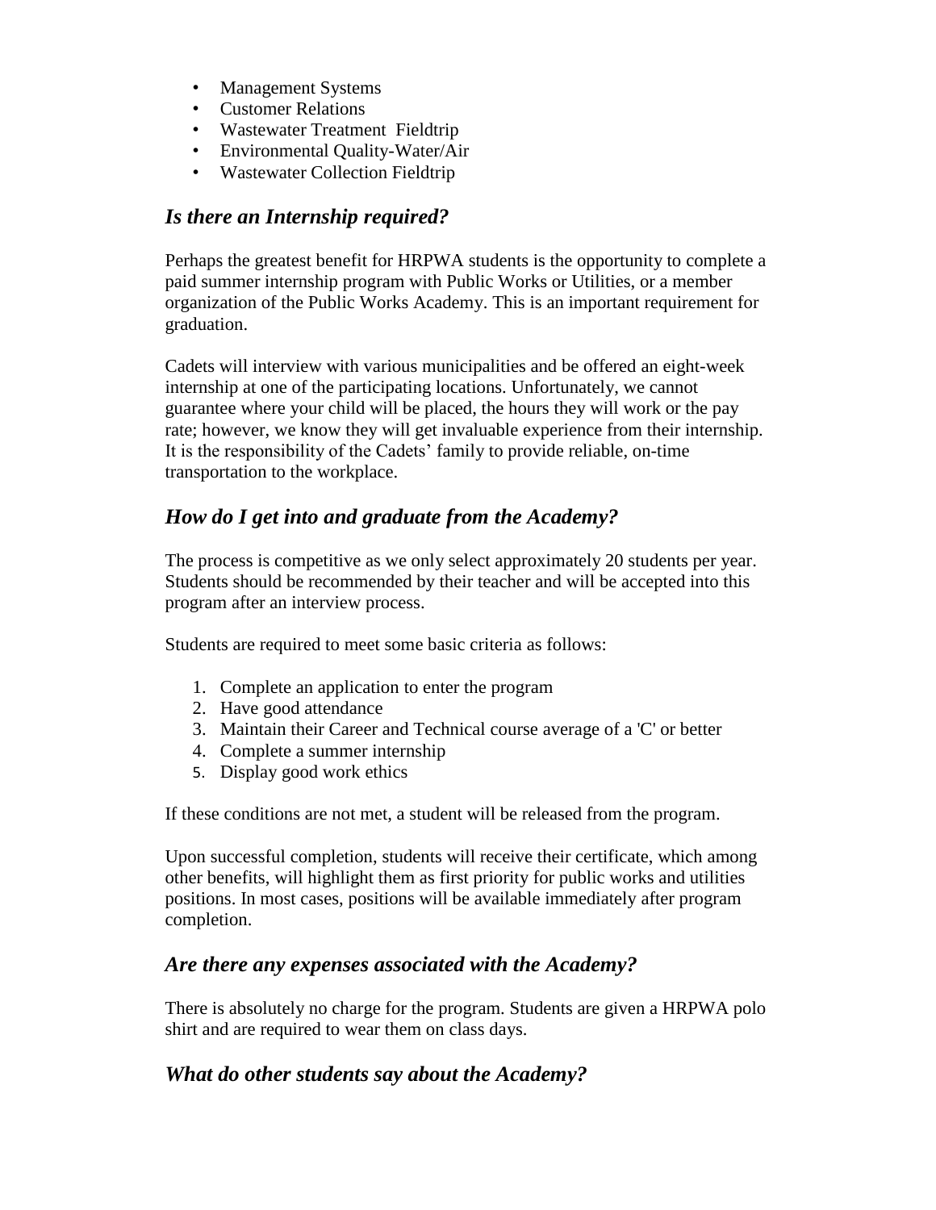- Management Systems
- Customer Relations
- Wastewater Treatment Fieldtrip
- Environmental Quality-Water/Air
- Wastewater Collection Fieldtrip

## *Is there an Internship required?*

Perhaps the greatest benefit for HRPWA students is the opportunity to complete a paid summer internship program with Public Works or Utilities, or a member organization of the Public Works Academy. This is an important requirement for graduation.

Cadets will interview with various municipalities and be offered an eight-week internship at one of the participating locations. Unfortunately, we cannot guarantee where your child will be placed, the hours they will work or the pay rate; however, we know they will get invaluable experience from their internship. It is the responsibility of the Cadets' family to provide reliable, on-time transportation to the workplace.

## *How do I get into and graduate from the Academy?*

The process is competitive as we only select approximately 20 students per year. Students should be recommended by their teacher and will be accepted into this program after an interview process.

Students are required to meet some basic criteria as follows:

1. Complete an application to enter the program
2. Have good attendance
3. Maintain their Career and Technical course average of a 'C' or better
4. Complete a summer internship
5. Display good work ethics

If these conditions are not met, a student will be released from the program.

Upon successful completion, students will receive their certificate, which among other benefits, will highlight them as first priority for public works and utilities positions. In most cases, positions will be available immediately after program completion.

## *Are there any expenses associated with the Academy?*

There is absolutely no charge for the program. Students are given a HRPWA polo shirt and are required to wear them on class days.

## *What do other students say about the Academy?*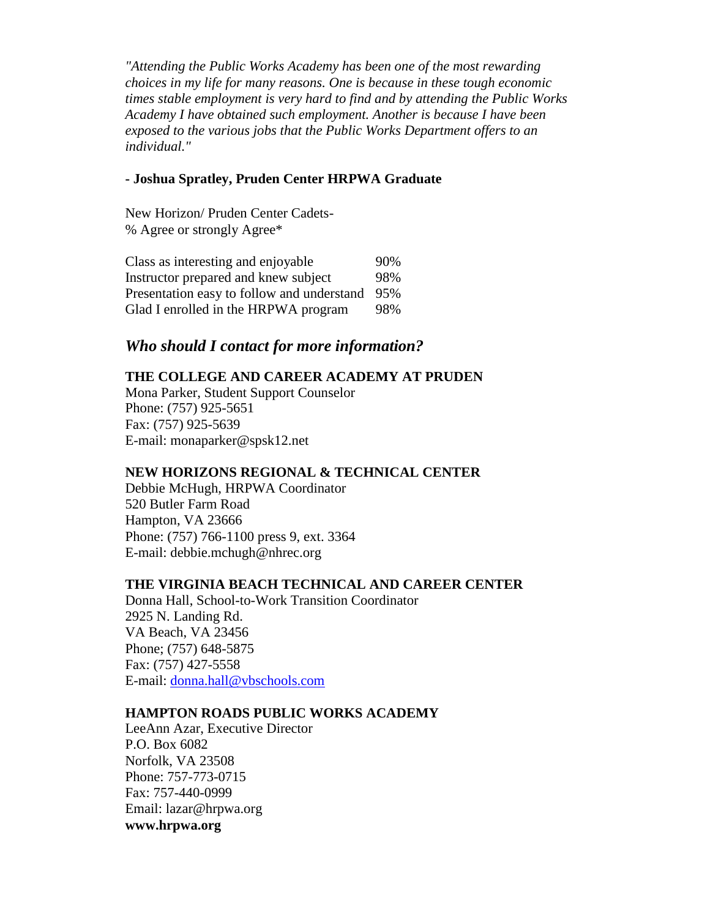*"Attending the Public Works Academy has been one of the most rewarding choices in my life for many reasons. One is because in these tough economic times stable employment is very hard to find and by attending the Public Works Academy I have obtained such employment. Another is because I have been exposed to the various jobs that the Public Works Department offers to an individual."*

**- Joshua Spratley, Pruden Center HRPWA Graduate**

New Horizon/ Pruden Center Cadets-
% Agree or strongly Agree*

| | |
|---|---|
| Class as interesting and enjoyable | 90% |
| Instructor prepared and knew subject | 98% |
| Presentation easy to follow and understand | 95% |
| Glad I enrolled in the HRPWA program | 98% |

## *Who should I contact for more information?*

**THE COLLEGE AND CAREER ACADEMY AT PRUDEN**
Mona Parker, Student Support Counselor
Phone: (757) 925-5651
Fax: (757) 925-5639
E-mail: monaparker@spsk12.net

**NEW HORIZONS REGIONAL & TECHNICAL CENTER**
Debbie McHugh, HRPWA Coordinator
520 Butler Farm Road
Hampton, VA 23666
Phone: (757) 766-1100 press 9, ext. 3364
E-mail: debbie.mchugh@nhrec.org

**THE VIRGINIA BEACH TECHNICAL AND CAREER CENTER**
Donna Hall, School-to-Work Transition Coordinator
2925 N. Landing Rd.
VA Beach, VA 23456
Phone; (757) 648-5875
Fax: (757) 427-5558
E-mail: donna.hall@vbschools.com

**HAMPTON ROADS PUBLIC WORKS ACADEMY**
LeeAnn Azar, Executive Director
P.O. Box 6082
Norfolk, VA 23508
Phone: 757-773-0715
Fax: 757-440-0999
Email: lazar@hrpwa.org
**www.hrpwa.org**